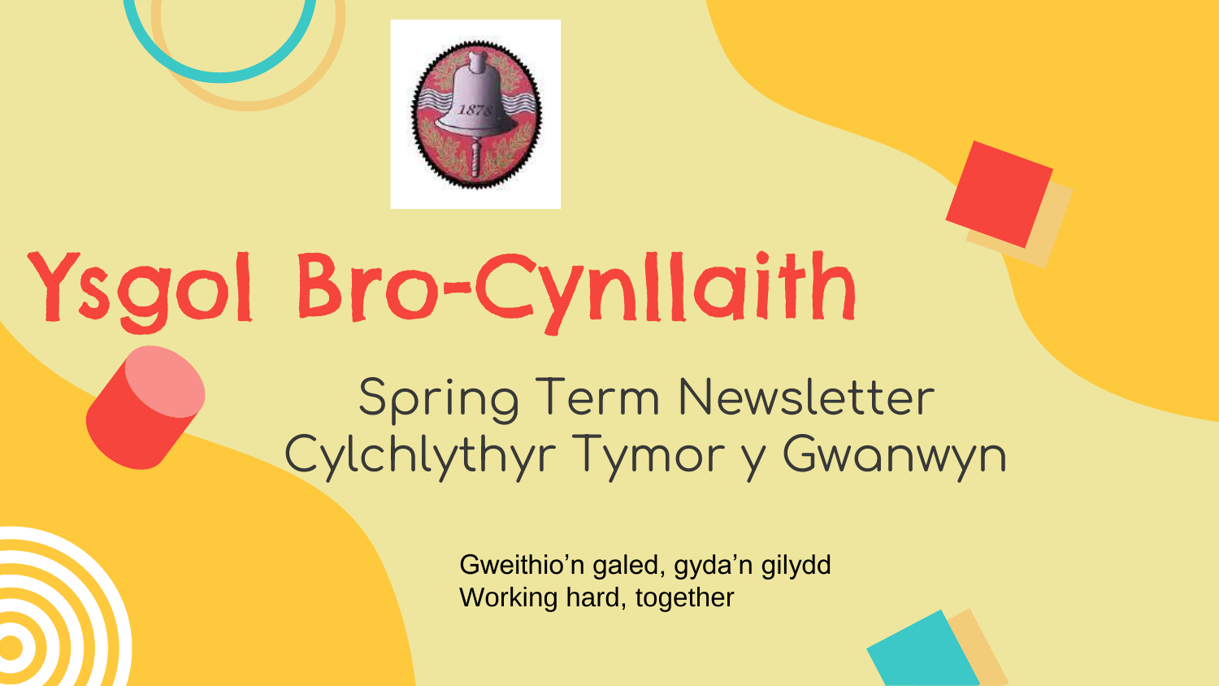# Ysgol Bro-Cynllaith

## Spring Term Newsletter
## Cylchlythyr Tymor y Gwanwyn

Gweithio'n galed, gyda'n gilydd
Working hard, together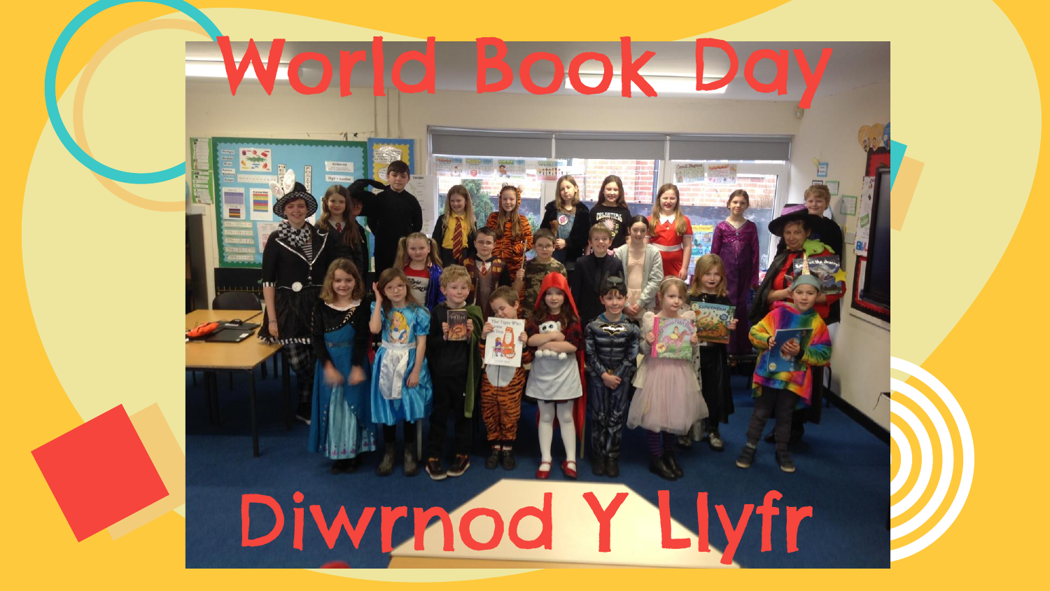# World Book Day

# Diwrnod Y Llyfr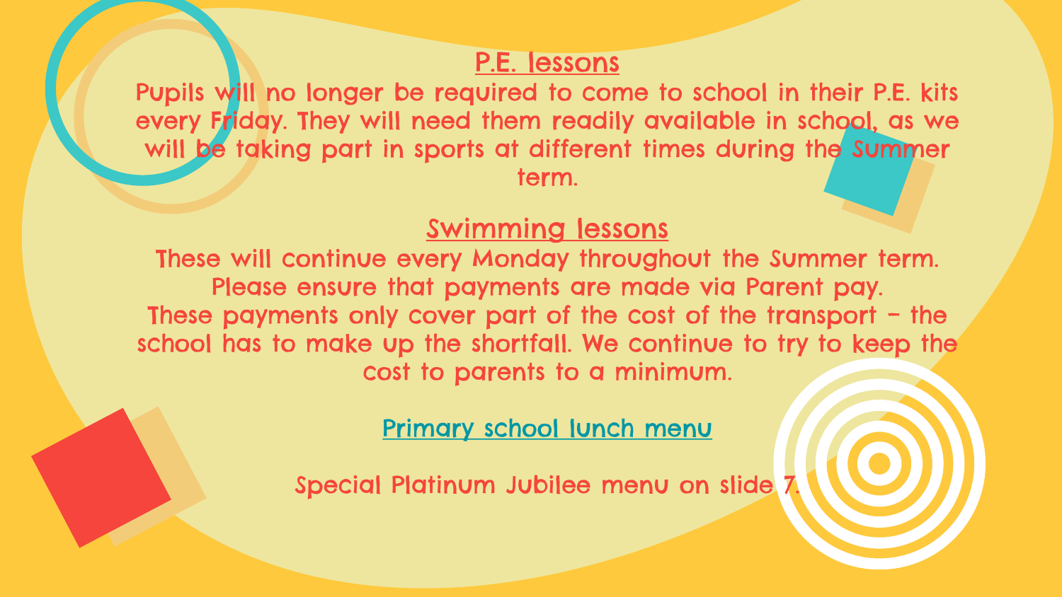## P.E. lessons

Pupils will no longer be required to come to school in their P.E. kits every Friday. They will need them readily available in school, as we will be taking part in sports at different times during the Summer term.

## Swimming lessons

These will continue every Monday throughout the Summer term. Please ensure that payments are made via Parent pay. These payments only cover part of the cost of the transport – the school has to make up the shortfall. We continue to try to keep the cost to parents to a minimum.

Primary school lunch menu

Special Platinum Jubilee menu on slide 7.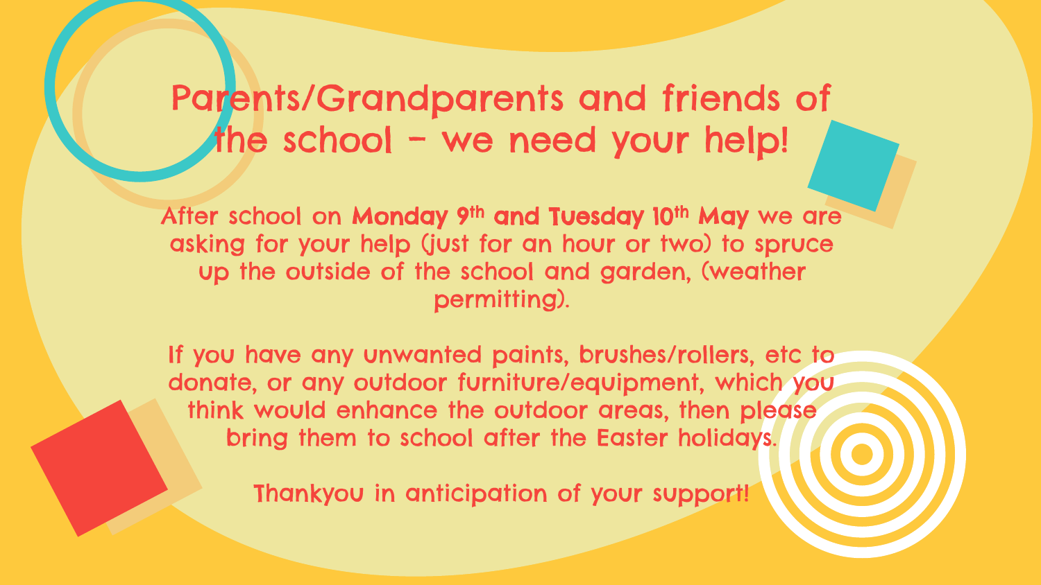# Parents/Grandparents and friends of the school – we need your help!

After school on **Monday 9th and Tuesday 10th May** we are asking for your help (just for an hour or two) to spruce up the outside of the school and garden, (weather permitting).

If you have any unwanted paints, brushes/rollers, etc to donate, or any outdoor furniture/equipment, which you think would enhance the outdoor areas, then please bring them to school after the Easter holidays.

Thankyou in anticipation of your support!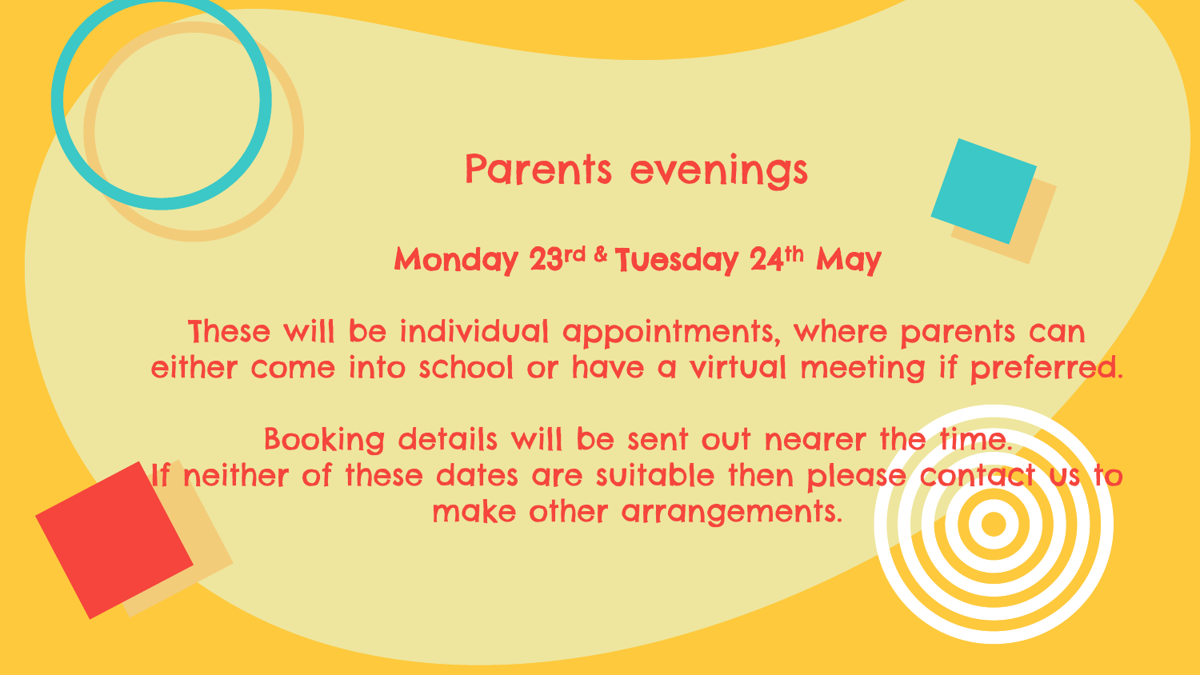# Parents evenings

**Monday 23rd & Tuesday 24th May**

These will be individual appointments, where parents can either come into school or have a virtual meeting if preferred.

Booking details will be sent out nearer the time.
If neither of these dates are suitable then please contact us to make other arrangements.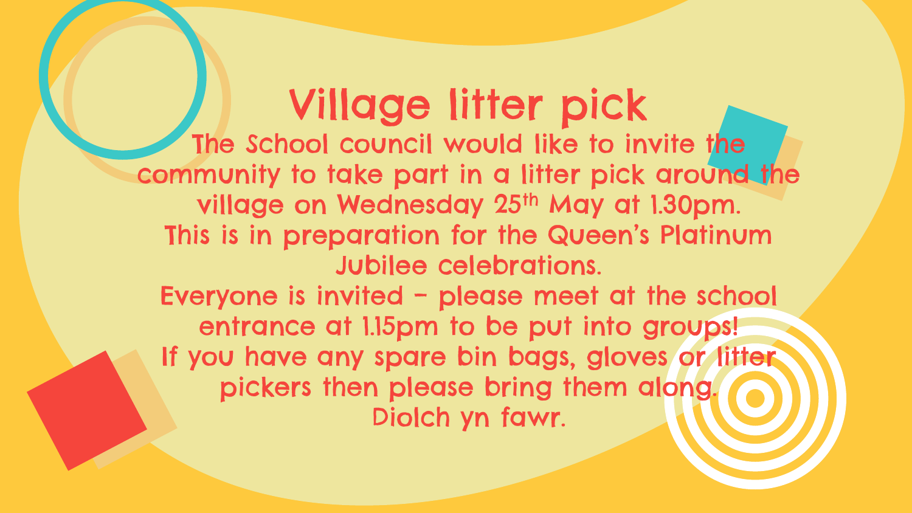# Village litter pick

The School council would like to invite the community to take part in a litter pick around the village on Wednesday 25th May at 1.30pm.

This is in preparation for the Queen's Platinum Jubilee celebrations.

Everyone is invited – please meet at the school entrance at 1.15pm to be put into groups!

If you have any spare bin bags, gloves or litter pickers then please bring them along.

Diolch yn fawr.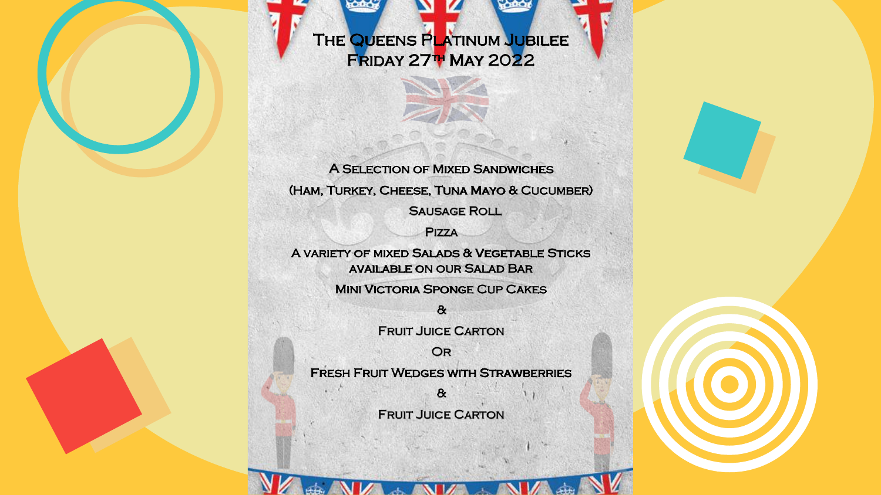# The Queens Platinum Jubilee
## Friday 27th May 2022

A Selection of Mixed Sandwiches

(Ham, Turkey, Cheese, Tuna Mayo & Cucumber)

Sausage Roll

Pizza

A variety of mixed Salads & Vegetable Sticks available on our Salad Bar

Mini Victoria Sponge Cup Cakes

&

Fruit Juice Carton

Or

Fresh Fruit Wedges with Strawberries

&

Fruit Juice Carton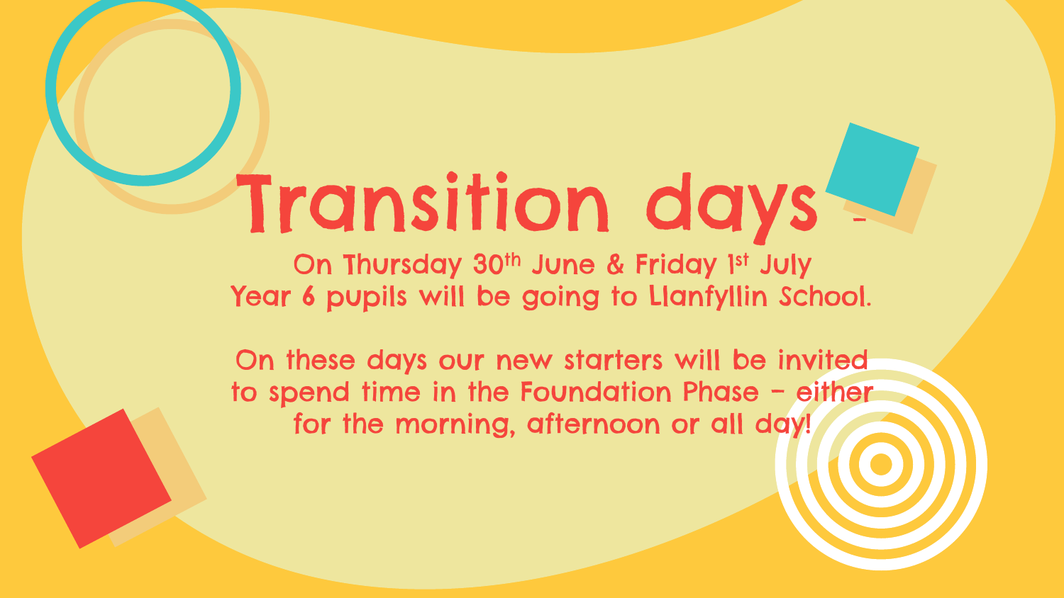# Transition days -

On Thursday 30th June & Friday 1st July
Year 6 pupils will be going to Llanfyllin School.

On these days our new starters will be invited to spend time in the Foundation Phase – either for the morning, afternoon or all day!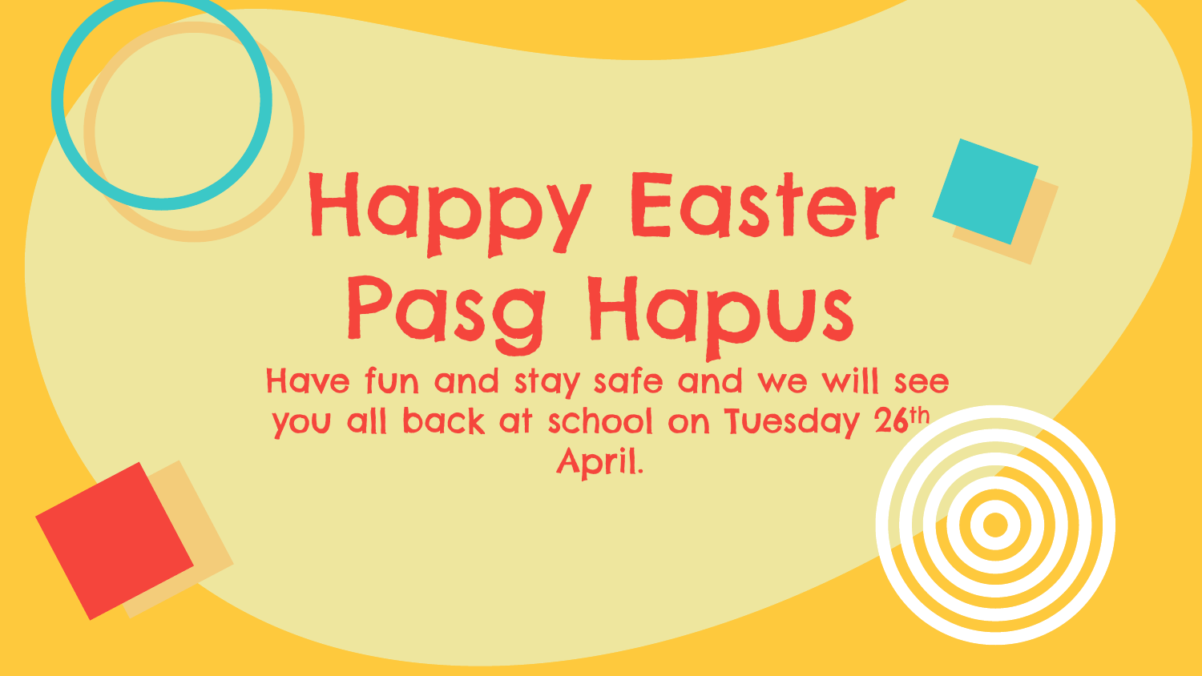# Happy Easter
# Pasg Hapus

Have fun and stay safe and we will see you all back at school on Tuesday 26th April.